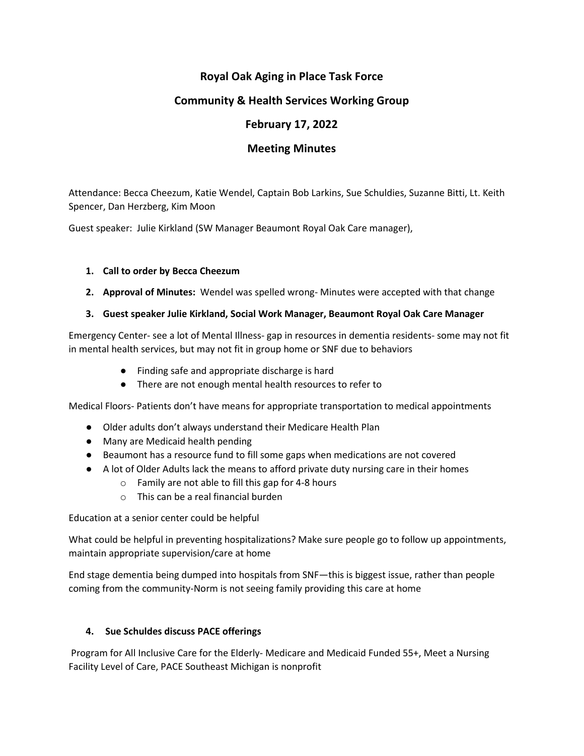# Royal Oak Aging in Place Task Force

## Community & Health Services Working Group

## February 17, 2022

## Meeting Minutes

Attendance: Becca Cheezum, Katie Wendel, Captain Bob Larkins, Sue Schuldies, Suzanne Bitti, Lt. Keith Spencer, Dan Herzberg, Kim Moon

Guest speaker: Julie Kirkland (SW Manager Beaumont Royal Oak Care manager),

1. **Call to order by Becca Cheezum**
2. **Approval of Minutes:** Wendel was spelled wrong- Minutes were accepted with that change
3. **Guest speaker Julie Kirkland, Social Work Manager, Beaumont Royal Oak Care Manager**

Emergency Center- see a lot of Mental Illness- gap in resources in dementia residents- some may not fit in mental health services, but may not fit in group home or SNF due to behaviors

- Finding safe and appropriate discharge is hard
- There are not enough mental health resources to refer to

Medical Floors- Patients don't have means for appropriate transportation to medical appointments

- Older adults don't always understand their Medicare Health Plan
- Many are Medicaid health pending
- Beaumont has a resource fund to fill some gaps when medications are not covered
- A lot of Older Adults lack the means to afford private duty nursing care in their homes
  - Family are not able to fill this gap for 4-8 hours
  - This can be a real financial burden

Education at a senior center could be helpful

What could be helpful in preventing hospitalizations? Make sure people go to follow up appointments, maintain appropriate supervision/care at home

End stage dementia being dumped into hospitals from SNF—this is biggest issue, rather than people coming from the community-Norm is not seeing family providing this care at home

4. **Sue Schuldes discuss PACE offerings**

Program for All Inclusive Care for the Elderly- Medicare and Medicaid Funded 55+, Meet a Nursing Facility Level of Care, PACE Southeast Michigan is nonprofit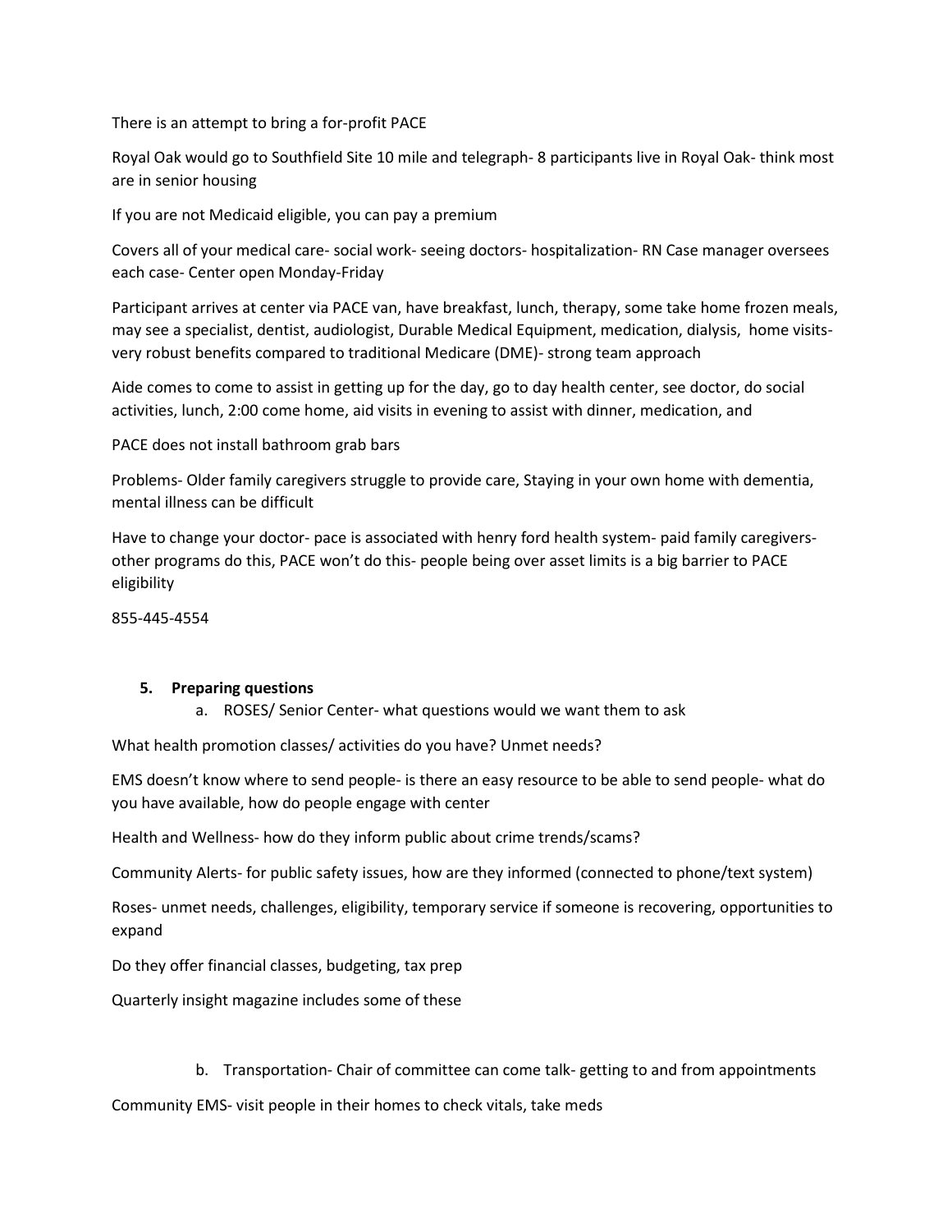There is an attempt to bring a for-profit PACE

Royal Oak would go to Southfield Site 10 mile and telegraph- 8 participants live in Royal Oak- think most are in senior housing

If you are not Medicaid eligible, you can pay a premium

Covers all of your medical care- social work- seeing doctors- hospitalization- RN Case manager oversees each case- Center open Monday-Friday

Participant arrives at center via PACE van, have breakfast, lunch, therapy, some take home frozen meals, may see a specialist, dentist, audiologist, Durable Medical Equipment, medication, dialysis, home visits- very robust benefits compared to traditional Medicare (DME)- strong team approach

Aide comes to come to assist in getting up for the day, go to day health center, see doctor, do social activities, lunch, 2:00 come home, aid visits in evening to assist with dinner, medication, and

PACE does not install bathroom grab bars

Problems- Older family caregivers struggle to provide care, Staying in your own home with dementia, mental illness can be difficult

Have to change your doctor- pace is associated with henry ford health system- paid family caregivers- other programs do this, PACE won't do this- people being over asset limits is a big barrier to PACE eligibility

855-445-4554

5. **Preparing questions**
   a. ROSES/ Senior Center- what questions would we want them to ask

What health promotion classes/ activities do you have? Unmet needs?

EMS doesn't know where to send people- is there an easy resource to be able to send people- what do you have available, how do people engage with center

Health and Wellness- how do they inform public about crime trends/scams?

Community Alerts- for public safety issues, how are they informed (connected to phone/text system)

Roses- unmet needs, challenges, eligibility, temporary service if someone is recovering, opportunities to expand

Do they offer financial classes, budgeting, tax prep

Quarterly insight magazine includes some of these

   b. Transportation- Chair of committee can come talk- getting to and from appointments

Community EMS- visit people in their homes to check vitals, take meds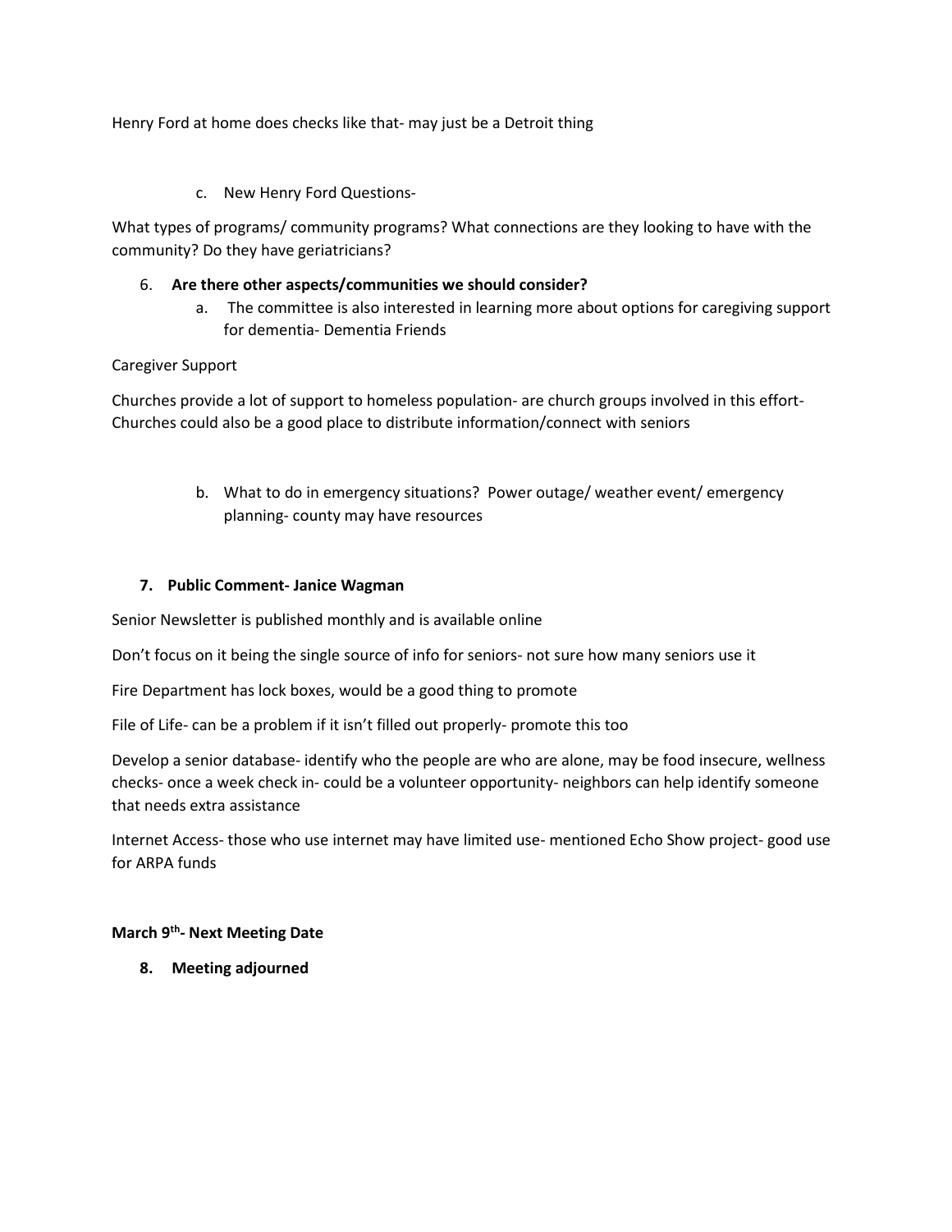Henry Ford at home does checks like that- may just be a Detroit thing

c. New Henry Ford Questions-

What types of programs/ community programs? What connections are they looking to have with the community? Do they have geriatricians?

6. **Are there other aspects/communities we should consider?**
   a. The committee is also interested in learning more about options for caregiving support for dementia- Dementia Friends

Caregiver Support

Churches provide a lot of support to homeless population- are church groups involved in this effort- Churches could also be a good place to distribute information/connect with seniors

   b. What to do in emergency situations? Power outage/ weather event/ emergency planning- county may have resources

7. **Public Comment- Janice Wagman**

Senior Newsletter is published monthly and is available online

Don't focus on it being the single source of info for seniors- not sure how many seniors use it

Fire Department has lock boxes, would be a good thing to promote

File of Life- can be a problem if it isn't filled out properly- promote this too

Develop a senior database- identify who the people are who are alone, may be food insecure, wellness checks- once a week check in- could be a volunteer opportunity- neighbors can help identify someone that needs extra assistance

Internet Access- those who use internet may have limited use- mentioned Echo Show project- good use for ARPA funds

**March 9th- Next Meeting Date**

8. **Meeting adjourned**